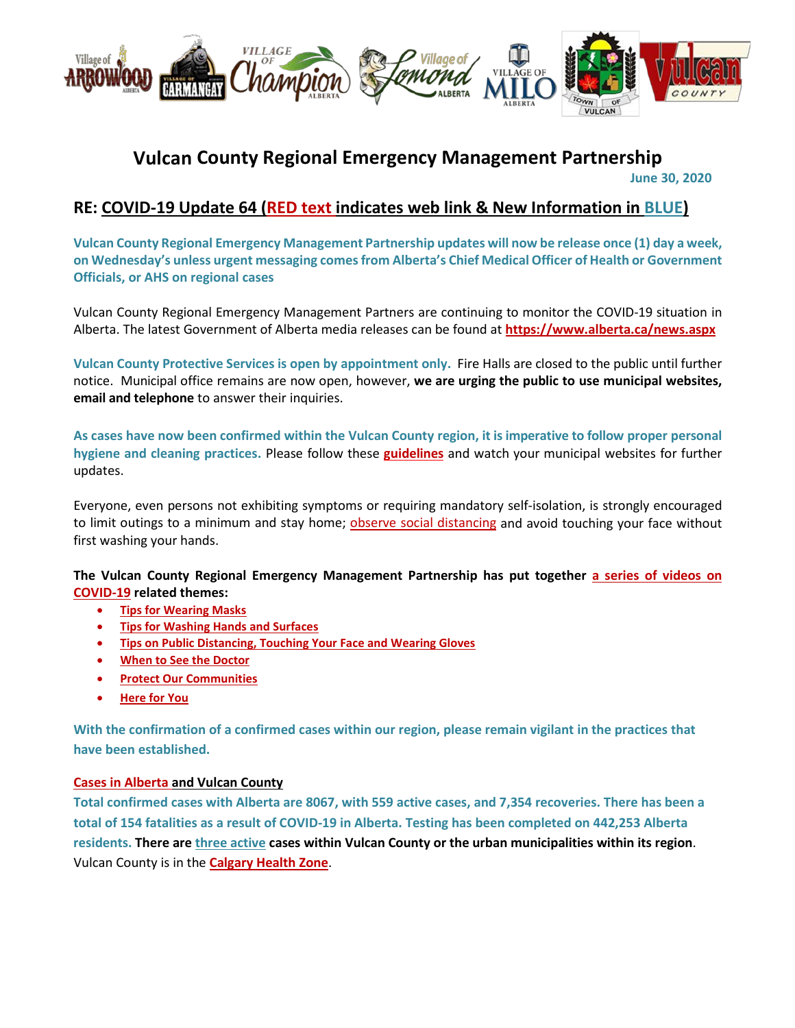# Vulcan County Regional Emergency Management Partnership

June 30, 2020

## RE: COVID-19 Update 64 (RED text indicates web link & New Information in BLUE)

**Vulcan County Regional Emergency Management Partnership updates will now be release once (1) day a week, on Wednesday's unless urgent messaging comes from Alberta's Chief Medical Officer of Health or Government Officials, or AHS on regional cases**

Vulcan County Regional Emergency Management Partners are continuing to monitor the COVID-19 situation in Alberta. The latest Government of Alberta media releases can be found at **https://www.alberta.ca/news.aspx**

**Vulcan County Protective Services is open by appointment only.** Fire Halls are closed to the public until further notice. Municipal office remains are now open, however, **we are urging the public to use municipal websites, email and telephone** to answer their inquiries.

**As cases have now been confirmed within the Vulcan County region, it is imperative to follow proper personal hygiene and cleaning practices.** Please follow these **guidelines** and watch your municipal websites for further updates.

Everyone, even persons not exhibiting symptoms or requiring mandatory self-isolation, is strongly encouraged to limit outings to a minimum and stay home; observe social distancing and avoid touching your face without first washing your hands.

**The Vulcan County Regional Emergency Management Partnership has put together a series of videos on COVID-19 related themes:**

- **Tips for Wearing Masks**
- **Tips for Washing Hands and Surfaces**
- **Tips on Public Distancing, Touching Your Face and Wearing Gloves**
- **When to See the Doctor**
- **Protect Our Communities**
- **Here for You**

**With the confirmation of a confirmed cases within our region, please remain vigilant in the practices that have been established.**

**Cases in Alberta and Vulcan County**

**Total confirmed cases with Alberta are 8067, with 559 active cases, and 7,354 recoveries. There has been a total of 154 fatalities as a result of COVID-19 in Alberta. Testing has been completed on 442,253 Alberta residents.** **There are three active cases within Vulcan County or the urban municipalities within its region**. Vulcan County is in the **Calgary Health Zone**.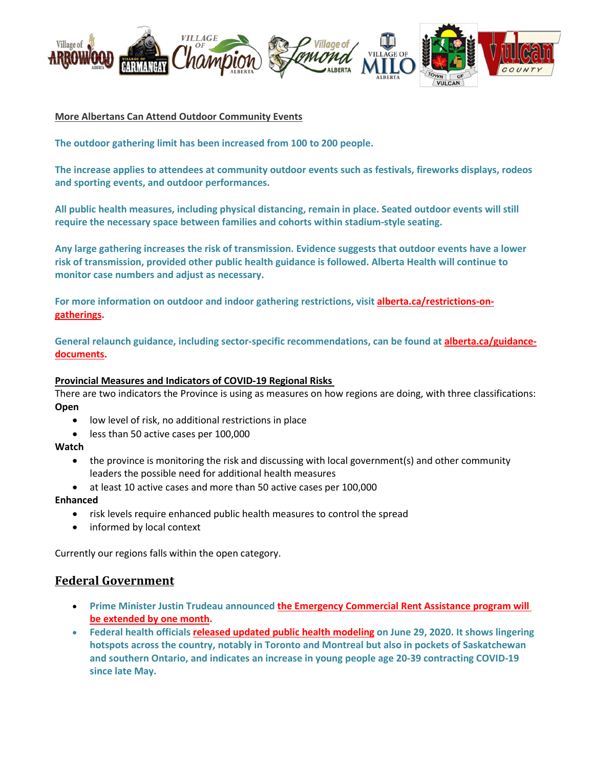**More Albertans Can Attend Outdoor Community Events**

**The outdoor gathering limit has been increased from 100 to 200 people.**

**The increase applies to attendees at community outdoor events such as festivals, fireworks displays, rodeos and sporting events, and outdoor performances.**

**All public health measures, including physical distancing, remain in place. Seated outdoor events will still require the necessary space between families and cohorts within stadium-style seating.**

**Any large gathering increases the risk of transmission. Evidence suggests that outdoor events have a lower risk of transmission, provided other public health guidance is followed. Alberta Health will continue to monitor case numbers and adjust as necessary.**

**For more information on outdoor and indoor gathering restrictions, visit alberta.ca/restrictions-on-gatherings.**

**General relaunch guidance, including sector-specific recommendations, can be found at alberta.ca/guidance-documents.**

**Provincial Measures and Indicators of COVID-19 Regional Risks**

There are two indicators the Province is using as measures on how regions are doing, with three classifications:

**Open**

- low level of risk, no additional restrictions in place
- less than 50 active cases per 100,000

**Watch**

- the province is monitoring the risk and discussing with local government(s) and other community leaders the possible need for additional health measures
- at least 10 active cases and more than 50 active cases per 100,000

**Enhanced**

- risk levels require enhanced public health measures to control the spread
- informed by local context

Currently our regions falls within the open category.

## Federal Government

- **Prime Minister Justin Trudeau announced the Emergency Commercial Rent Assistance program will be extended by one month.**
- **Federal health officials released updated public health modeling on June 29, 2020. It shows lingering hotspots across the country, notably in Toronto and Montreal but also in pockets of Saskatchewan and southern Ontario, and indicates an increase in young people age 20-39 contracting COVID-19 since late May.**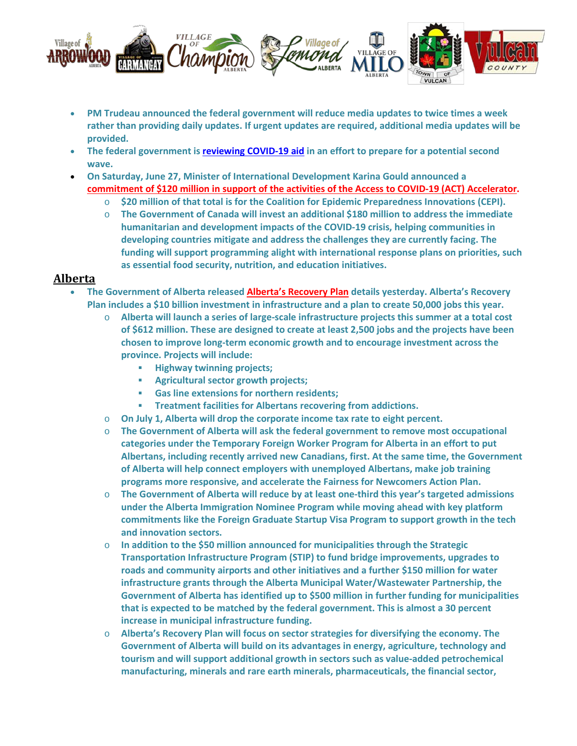- **PM Trudeau announced the federal government will reduce media updates to twice times a week rather than providing daily updates. If urgent updates are required, additional media updates will be provided.**
- **The federal government is reviewing COVID-19 aid in an effort to prepare for a potential second wave.**
- **On Saturday, June 27, Minister of International Development Karina Gould announced a commitment of $120 million in support of the activities of the Access to COVID-19 (ACT) Accelerator.**
  - **$20 million of that total is for the Coalition for Epidemic Preparedness Innovations (CEPI).**
  - **The Government of Canada will invest an additional $180 million to address the immediate humanitarian and development impacts of the COVID-19 crisis, helping communities in developing countries mitigate and address the challenges they are currently facing. The funding will support programming alight with international response plans on priorities, such as essential food security, nutrition, and education initiatives.**

## Alberta

- **The Government of Alberta released Alberta's Recovery Plan details yesterday. Alberta's Recovery Plan includes a $10 billion investment in infrastructure and a plan to create 50,000 jobs this year.**
  - **Alberta will launch a series of large-scale infrastructure projects this summer at a total cost of $612 million. These are designed to create at least 2,500 jobs and the projects have been chosen to improve long-term economic growth and to encourage investment across the province. Projects will include:**
    - **Highway twinning projects;**
    - **Agricultural sector growth projects;**
    - **Gas line extensions for northern residents;**
    - **Treatment facilities for Albertans recovering from addictions.**
  - **On July 1, Alberta will drop the corporate income tax rate to eight percent.**
  - **The Government of Alberta will ask the federal government to remove most occupational categories under the Temporary Foreign Worker Program for Alberta in an effort to put Albertans, including recently arrived new Canadians, first. At the same time, the Government of Alberta will help connect employers with unemployed Albertans, make job training programs more responsive, and accelerate the Fairness for Newcomers Action Plan.**
  - **The Government of Alberta will reduce by at least one-third this year's targeted admissions under the Alberta Immigration Nominee Program while moving ahead with key platform commitments like the Foreign Graduate Startup Visa Program to support growth in the tech and innovation sectors.**
  - **In addition to the $50 million announced for municipalities through the Strategic Transportation Infrastructure Program (STIP) to fund bridge improvements, upgrades to roads and community airports and other initiatives and a further $150 million for water infrastructure grants through the Alberta Municipal Water/Wastewater Partnership, the Government of Alberta has identified up to $500 million in further funding for municipalities that is expected to be matched by the federal government. This is almost a 30 percent increase in municipal infrastructure funding.**
  - **Alberta's Recovery Plan will focus on sector strategies for diversifying the economy. The Government of Alberta will build on its advantages in energy, agriculture, technology and tourism and will support additional growth in sectors such as value-added petrochemical manufacturing, minerals and rare earth minerals, pharmaceuticals, the financial sector,**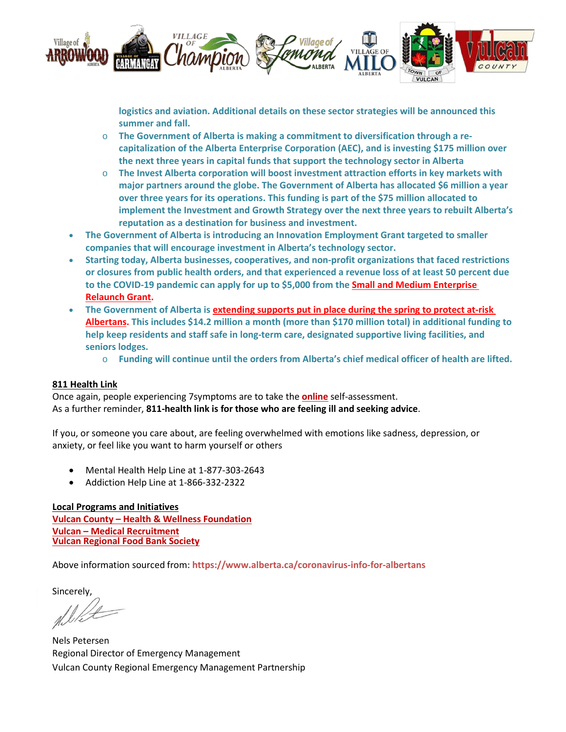logistics and aviation. Additional details on these sector strategies will be announced this summer and fall.

  - The Government of Alberta is making a commitment to diversification through a re-capitalization of the Alberta Enterprise Corporation (AEC), and is investing $175 million over the next three years in capital funds that support the technology sector in Alberta
  - The Invest Alberta corporation will boost investment attraction efforts in key markets with major partners around the globe. The Government of Alberta has allocated $6 million a year over three years for its operations. This funding is part of the $75 million allocated to implement the Investment and Growth Strategy over the next three years to rebuilt Alberta's reputation as a destination for business and investment.

- The Government of Alberta is introducing an Innovation Employment Grant targeted to smaller companies that will encourage investment in Alberta's technology sector.
- Starting today, Alberta businesses, cooperatives, and non-profit organizations that faced restrictions or closures from public health orders, and that experienced a revenue loss of at least 50 percent due to the COVID-19 pandemic can apply for up to $5,000 from the Small and Medium Enterprise Relaunch Grant.
- The Government of Alberta is extending supports put in place during the spring to protect at-risk Albertans. This includes $14.2 million a month (more than $170 million total) in additional funding to help keep residents and staff safe in long-term care, designated supportive living facilities, and seniors lodges.
  - Funding will continue until the orders from Alberta's chief medical officer of health are lifted.

**811 Health Link**

Once again, people experiencing 7symptoms are to take the online self-assessment.
As a further reminder, **811-health link is for those who are feeling ill and seeking advice**.

If you, or someone you care about, are feeling overwhelmed with emotions like sadness, depression, or anxiety, or feel like you want to harm yourself or others

- Mental Health Help Line at 1-877-303-2643
- Addiction Help Line at 1-866-332-2322

**Local Programs and Initiatives**

Vulcan County – Health & Wellness Foundation
Vulcan – Medical Recruitment
Vulcan Regional Food Bank Society

Above information sourced from: **https://www.alberta.ca/coronavirus-info-for-albertans**

Sincerely,

Nels Petersen
Regional Director of Emergency Management
Vulcan County Regional Emergency Management Partnership